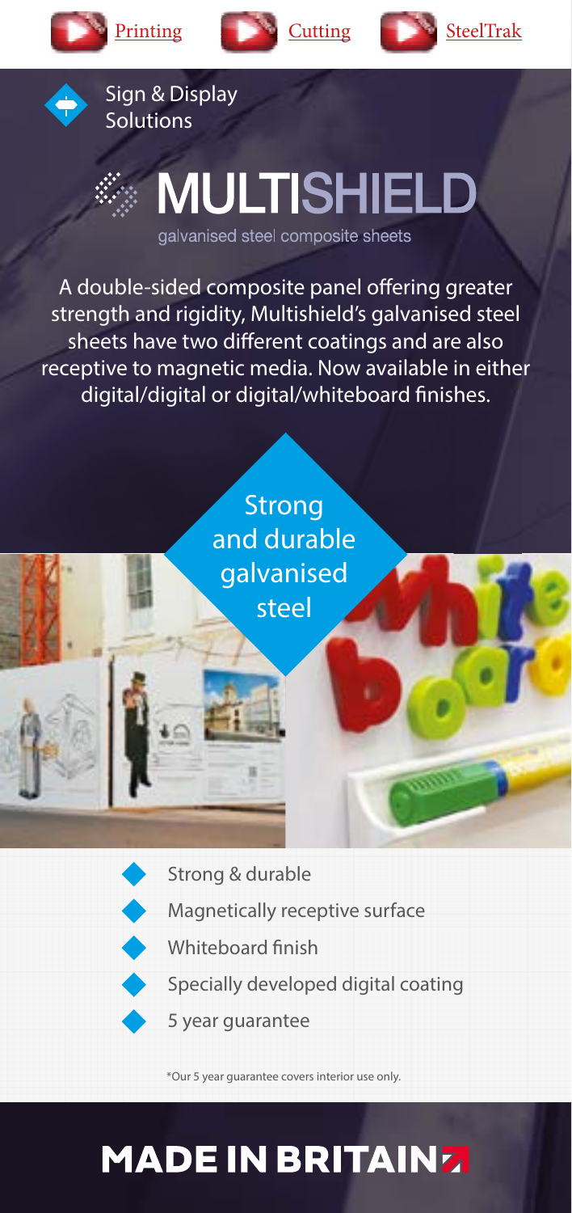[Printing](#) [Cutting](#) [SteelTrak](#)

Sign & Display Solutions

# MULTISHIELD

galvanised steel composite sheets

A double-sided composite panel offering greater strength and rigidity, Multishield's galvanised steel sheets have two different coatings and are also receptive to magnetic media. Now available in either digital/digital or digital/whiteboard finishes.

Strong and durable galvanised steel

- Strong & durable
- Magnetically receptive surface
- Whiteboard finish
- Specially developed digital coating
- 5 year guarantee

*Our 5 year guarantee covers interior use only.

**MADE IN BRITAIN**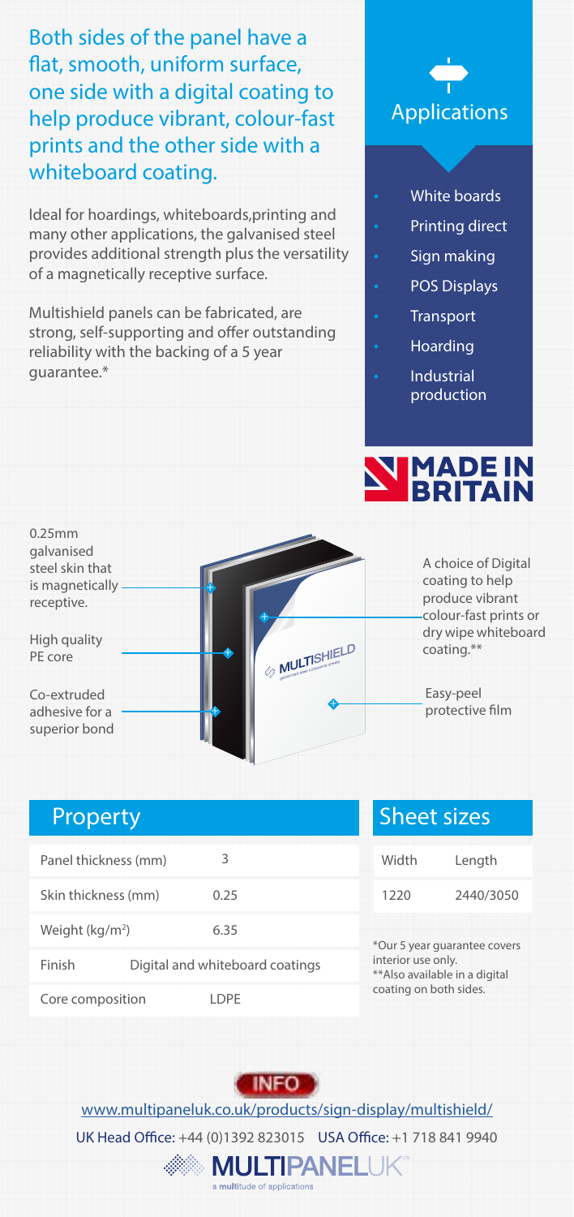Both sides of the panel have a flat, smooth, uniform surface, one side with a digital coating to help produce vibrant, colour-fast prints and the other side with a whiteboard coating.

Ideal for hoardings, whiteboards,printing and many other applications, the galvanised steel provides additional strength plus the versatility of a magnetically receptive surface.

Multishield panels can be fabricated, are strong, self-supporting and offer outstanding reliability with the backing of a 5 year guarantee.*

## Applications

- White boards
- Printing direct
- Sign making
- POS Displays
- Transport
- Hoarding
- Industrial production

MADE IN BRITAIN

0.25mm galvanised steel skin that is magnetically receptive.

High quality PE core

Co-extruded adhesive for a superior bond

A choice of Digital coating to help produce vibrant colour-fast prints or dry wipe whiteboard coating.**

Easy-peel protective film

## Property

| Property | |
|---|---|
| Panel thickness (mm) | 3 |
| Skin thickness (mm) | 0.25 |
| Weight (kg/m$^2$) | 6.35 |
| Finish | Digital and whiteboard coatings |
| Core composition | LDPE |

## Sheet sizes

| Width | Length |
|---|---|
| 1220 | 2440/3050 |

*Our 5 year guarantee covers interior use only.
**Also available in a digital coating on both sides.

INFO

www.multipaneluk.co.uk/products/sign-display/multishield/

UK Head Office: +44 (0)1392 823015 USA Office: +1 718 841 9940

MULTIPANELUK
a multitude of applications